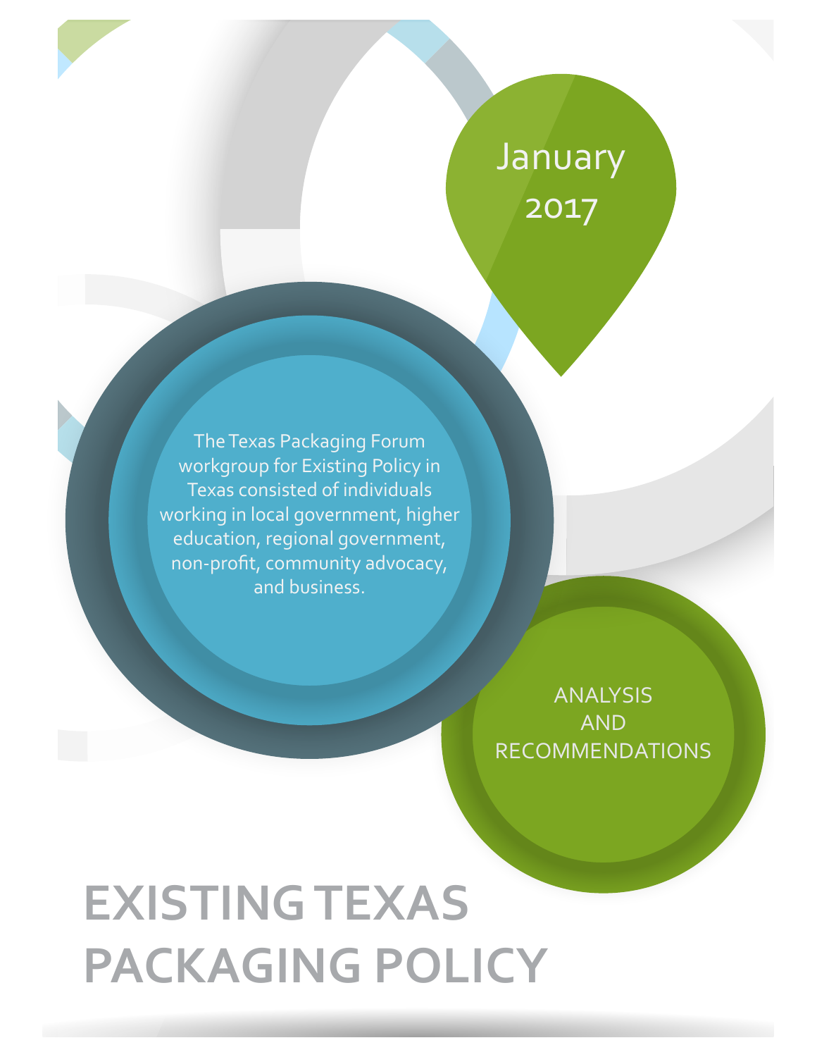January 2017

The Texas Packaging Forum workgroup for Existing Policy in Texas consisted of individuals working in local government, higher education, regional government, non-profit, community advocacy, and business.

ANALYSIS AND RECOMMENDATIONS

# EXISTING TEXAS PACKAGING POLICY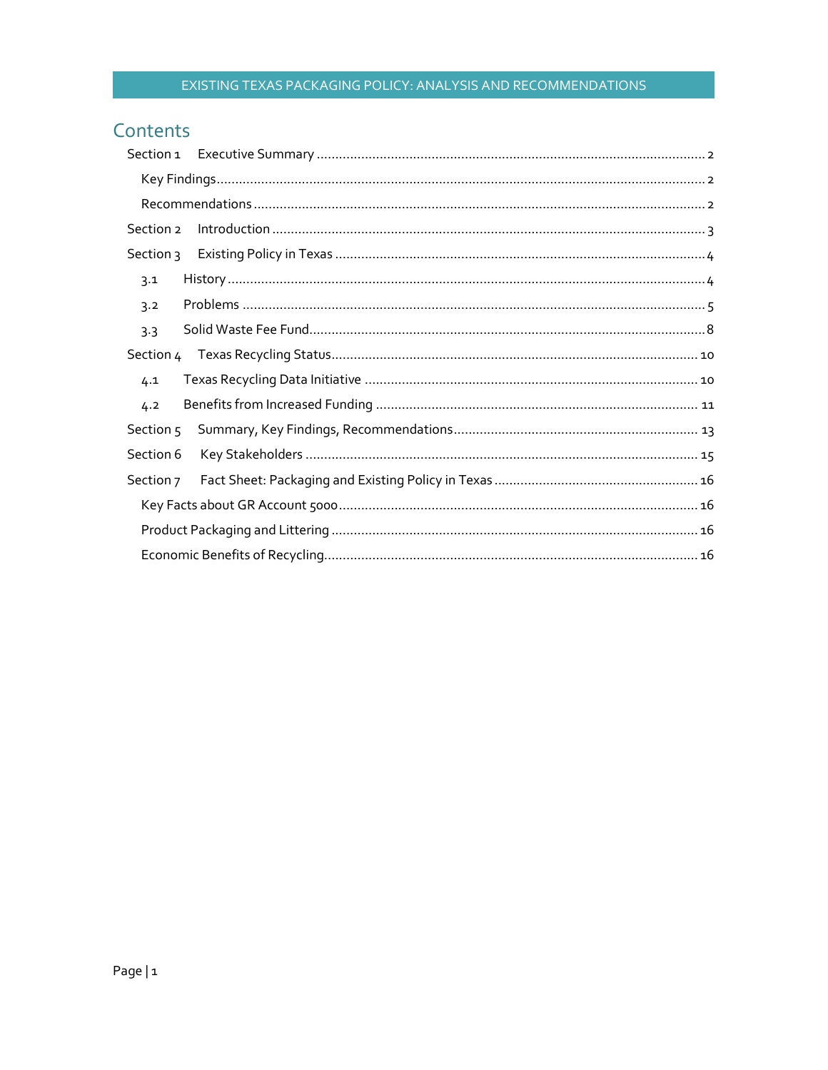# Contents

- Section 1 Executive Summary ........ 2
  - Key Findings ........ 2
  - Recommendations ........ 2
- Section 2 Introduction ........ 3
- Section 3 Existing Policy in Texas ........ 4
  - 3.1 History ........ 4
  - 3.2 Problems ........ 5
  - 3.3 Solid Waste Fee Fund ........ 8
- Section 4 Texas Recycling Status ........ 10
  - 4.1 Texas Recycling Data Initiative ........ 10
  - 4.2 Benefits from Increased Funding ........ 11
- Section 5 Summary, Key Findings, Recommendations ........ 13
- Section 6 Key Stakeholders ........ 15
- Section 7 Fact Sheet: Packaging and Existing Policy in Texas ........ 16
  - Key Facts about GR Account 5000 ........ 16
  - Product Packaging and Littering ........ 16
  - Economic Benefits of Recycling ........ 16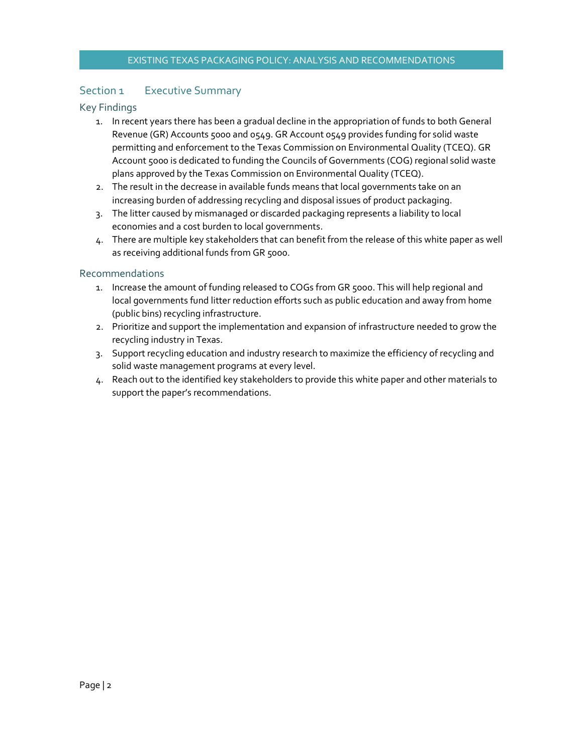## Section 1 Executive Summary

### Key Findings

1. In recent years there has been a gradual decline in the appropriation of funds to both General Revenue (GR) Accounts 5000 and 0549. GR Account 0549 provides funding for solid waste permitting and enforcement to the Texas Commission on Environmental Quality (TCEQ). GR Account 5000 is dedicated to funding the Councils of Governments (COG) regional solid waste plans approved by the Texas Commission on Environmental Quality (TCEQ).
2. The result in the decrease in available funds means that local governments take on an increasing burden of addressing recycling and disposal issues of product packaging.
3. The litter caused by mismanaged or discarded packaging represents a liability to local economies and a cost burden to local governments.
4. There are multiple key stakeholders that can benefit from the release of this white paper as well as receiving additional funds from GR 5000.

### Recommendations

1. Increase the amount of funding released to COGs from GR 5000. This will help regional and local governments fund litter reduction efforts such as public education and away from home (public bins) recycling infrastructure.
2. Prioritize and support the implementation and expansion of infrastructure needed to grow the recycling industry in Texas.
3. Support recycling education and industry research to maximize the efficiency of recycling and solid waste management programs at every level.
4. Reach out to the identified key stakeholders to provide this white paper and other materials to support the paper's recommendations.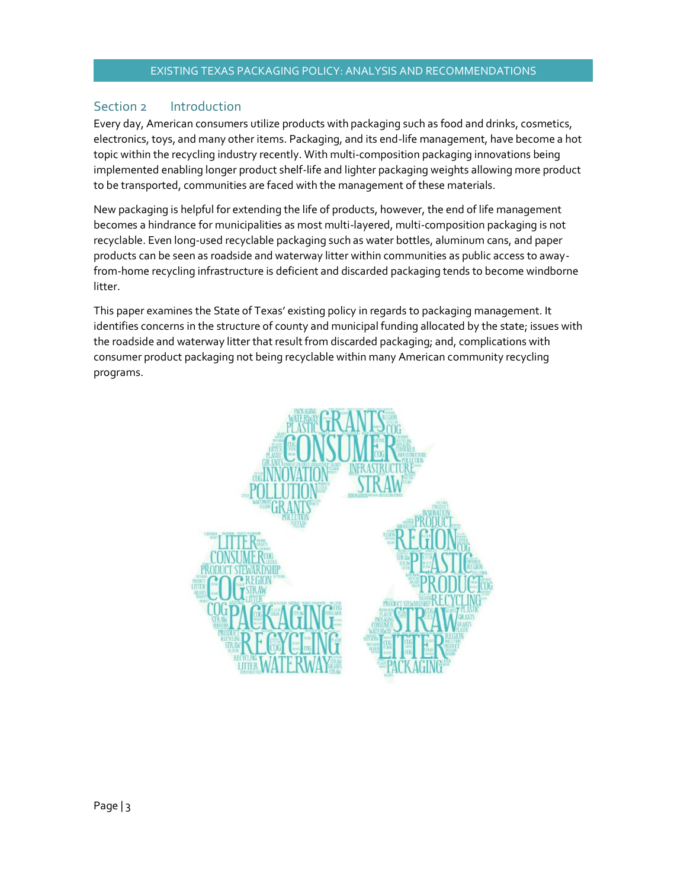## Section 2 Introduction

Every day, American consumers utilize products with packaging such as food and drinks, cosmetics, electronics, toys, and many other items. Packaging, and its end-life management, have become a hot topic within the recycling industry recently. With multi-composition packaging innovations being implemented enabling longer product shelf-life and lighter packaging weights allowing more product to be transported, communities are faced with the management of these materials.

New packaging is helpful for extending the life of products, however, the end of life management becomes a hindrance for municipalities as most multi-layered, multi-composition packaging is not recyclable. Even long-used recyclable packaging such as water bottles, aluminum cans, and paper products can be seen as roadside and waterway litter within communities as public access to away-from-home recycling infrastructure is deficient and discarded packaging tends to become windborne litter.

This paper examines the State of Texas' existing policy in regards to packaging management. It identifies concerns in the structure of county and municipal funding allocated by the state; issues with the roadside and waterway litter that result from discarded packaging; and, complications with consumer product packaging not being recyclable within many American community recycling programs.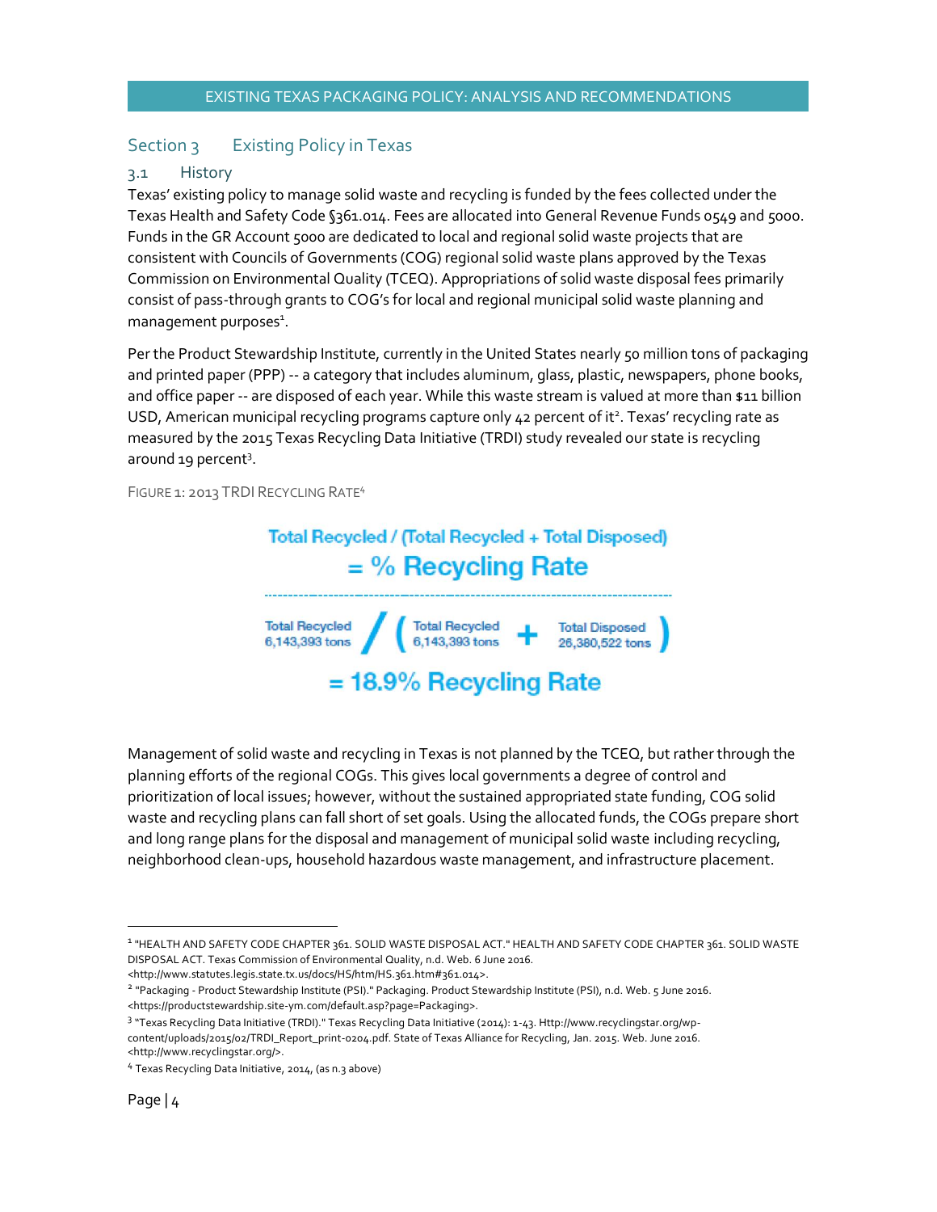## Section 3 Existing Policy in Texas

### 3.1 History

Texas' existing policy to manage solid waste and recycling is funded by the fees collected under the Texas Health and Safety Code §361.014. Fees are allocated into General Revenue Funds 0549 and 5000. Funds in the GR Account 5000 are dedicated to local and regional solid waste projects that are consistent with Councils of Governments (COG) regional solid waste plans approved by the Texas Commission on Environmental Quality (TCEQ). Appropriations of solid waste disposal fees primarily consist of pass-through grants to COG's for local and regional municipal solid waste planning and management purposes[1].

Per the Product Stewardship Institute, currently in the United States nearly 50 million tons of packaging and printed paper (PPP) -- a category that includes aluminum, glass, plastic, newspapers, phone books, and office paper -- are disposed of each year. While this waste stream is valued at more than $11 billion USD, American municipal recycling programs capture only 42 percent of it[2]. Texas' recycling rate as measured by the 2015 Texas Recycling Data Initiative (TRDI) study revealed our state is recycling around 19 percent[3].

FIGURE 1: 2013 TRDI RECYCLING RATE[4]

**Total Recycled / (Total Recycled + Total Disposed) = % Recycling Rate**

Total Recycled 6,143,393 tons / ( Total Recycled 6,143,393 tons + Total Disposed 26,380,522 tons )

**= 18.9% Recycling Rate**

Management of solid waste and recycling in Texas is not planned by the TCEQ, but rather through the planning efforts of the regional COGs. This gives local governments a degree of control and prioritization of local issues; however, without the sustained appropriated state funding, COG solid waste and recycling plans can fall short of set goals. Using the allocated funds, the COGs prepare short and long range plans for the disposal and management of municipal solid waste including recycling, neighborhood clean-ups, household hazardous waste management, and infrastructure placement.

---

[1] "HEALTH AND SAFETY CODE CHAPTER 361. SOLID WASTE DISPOSAL ACT." HEALTH AND SAFETY CODE CHAPTER 361. SOLID WASTE DISPOSAL ACT. Texas Commission of Environmental Quality, n.d. Web. 6 June 2016. <http://www.statutes.legis.state.tx.us/docs/HS/htm/HS.361.htm#361.014>.

[2] "Packaging - Product Stewardship Institute (PSI)." Packaging. Product Stewardship Institute (PSI), n.d. Web. 5 June 2016. <https://productstewardship.site-ym.com/default.asp?page=Packaging>.

[3] "Texas Recycling Data Initiative (TRDI)." Texas Recycling Data Initiative (2014): 1-43. Http://www.recyclingstar.org/wp-content/uploads/2015/02/TRDI_Report_print-0204.pdf. State of Texas Alliance for Recycling, Jan. 2015. Web. June 2016. <http://www.recyclingstar.org/>.

[4] Texas Recycling Data Initiative, 2014, (as n.3 above)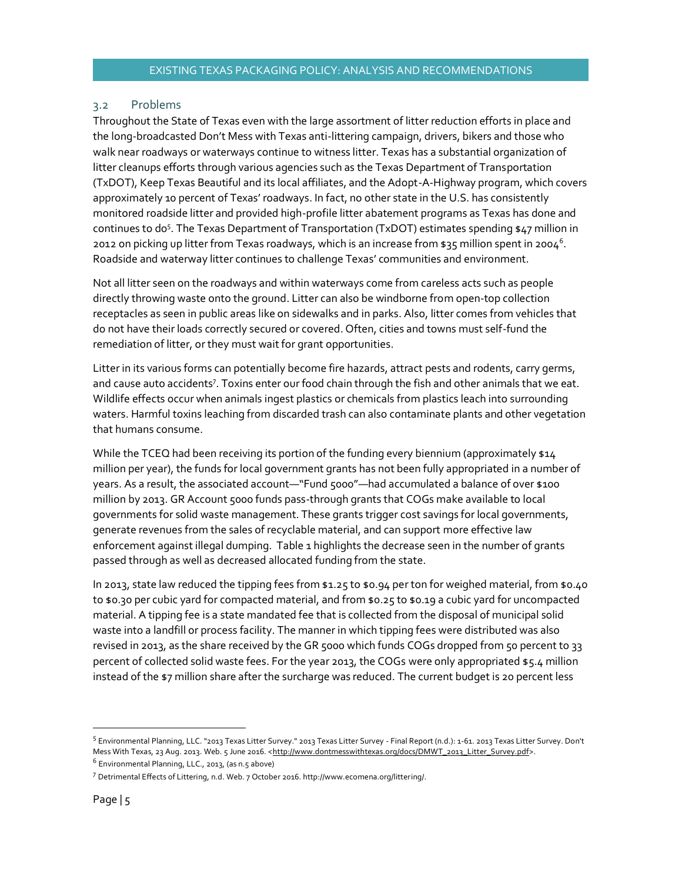## 3.2 Problems

Throughout the State of Texas even with the large assortment of litter reduction efforts in place and the long-broadcasted Don't Mess with Texas anti-littering campaign, drivers, bikers and those who walk near roadways or waterways continue to witness litter. Texas has a substantial organization of litter cleanups efforts through various agencies such as the Texas Department of Transportation (TxDOT), Keep Texas Beautiful and its local affiliates, and the Adopt-A-Highway program, which covers approximately 10 percent of Texas' roadways. In fact, no other state in the U.S. has consistently monitored roadside litter and provided high-profile litter abatement programs as Texas has done and continues to do[5]. The Texas Department of Transportation (TxDOT) estimates spending $47 million in 2012 on picking up litter from Texas roadways, which is an increase from $35 million spent in 2004[6]. Roadside and waterway litter continues to challenge Texas' communities and environment.

Not all litter seen on the roadways and within waterways come from careless acts such as people directly throwing waste onto the ground. Litter can also be windborne from open-top collection receptacles as seen in public areas like on sidewalks and in parks. Also, litter comes from vehicles that do not have their loads correctly secured or covered. Often, cities and towns must self-fund the remediation of litter, or they must wait for grant opportunities.

Litter in its various forms can potentially become fire hazards, attract pests and rodents, carry germs, and cause auto accidents[7]. Toxins enter our food chain through the fish and other animals that we eat. Wildlife effects occur when animals ingest plastics or chemicals from plastics leach into surrounding waters. Harmful toxins leaching from discarded trash can also contaminate plants and other vegetation that humans consume.

While the TCEQ had been receiving its portion of the funding every biennium (approximately $14 million per year), the funds for local government grants has not been fully appropriated in a number of years. As a result, the associated account—"Fund 5000"—had accumulated a balance of over $100 million by 2013. GR Account 5000 funds pass-through grants that COGs make available to local governments for solid waste management. These grants trigger cost savings for local governments, generate revenues from the sales of recyclable material, and can support more effective law enforcement against illegal dumping. Table 1 highlights the decrease seen in the number of grants passed through as well as decreased allocated funding from the state.

In 2013, state law reduced the tipping fees from $1.25 to $0.94 per ton for weighed material, from $0.40 to $0.30 per cubic yard for compacted material, and from $0.25 to $0.19 a cubic yard for uncompacted material. A tipping fee is a state mandated fee that is collected from the disposal of municipal solid waste into a landfill or process facility. The manner in which tipping fees were distributed was also revised in 2013, as the share received by the GR 5000 which funds COGs dropped from 50 percent to 33 percent of collected solid waste fees. For the year 2013, the COGs were only appropriated $5.4 million instead of the $7 million share after the surcharge was reduced. The current budget is 20 percent less

---

[5] Environmental Planning, LLC. "2013 Texas Litter Survey." 2013 Texas Litter Survey - Final Report (n.d.): 1-61. 2013 Texas Litter Survey. Don't Mess With Texas, 23 Aug. 2013. Web. 5 June 2016. <http://www.dontmesswithtexas.org/docs/DMWT_2013_Litter_Survey.pdf>.

[6] Environmental Planning, LLC., 2013, (as n.5 above)

[7] Detrimental Effects of Littering, n.d. Web. 7 October 2016. http://www.ecomena.org/littering/.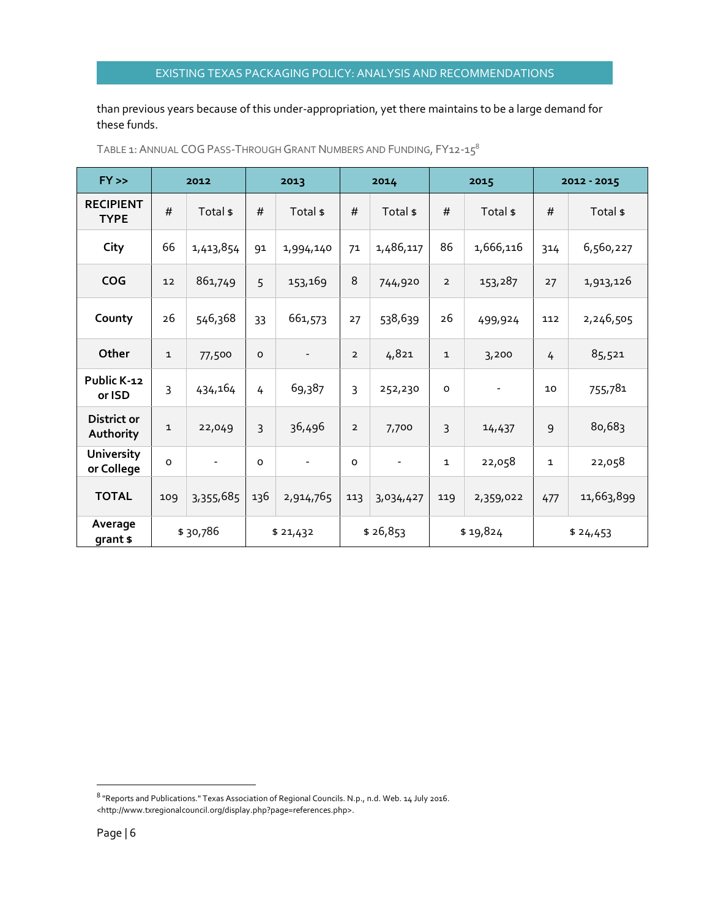than previous years because of this under-appropriation, yet there maintains to be a large demand for these funds.

TABLE 1: ANNUAL COG PASS-THROUGH GRANT NUMBERS AND FUNDING, FY12-15[8]

| FY >> | 2012 | | 2013 | | 2014 | | 2015 | | 2012 - 2015 | |
|---|---|---|---|---|---|---|---|---|---|---|
| RECIPIENT TYPE | # | Total $ | # | Total $ | # | Total $ | # | Total $ | # | Total $ |
| City | 66 | 1,413,854 | 91 | 1,994,140 | 71 | 1,486,117 | 86 | 1,666,116 | 314 | 6,560,227 |
| COG | 12 | 861,749 | 5 | 153,169 | 8 | 744,920 | 2 | 153,287 | 27 | 1,913,126 |
| County | 26 | 546,368 | 33 | 661,573 | 27 | 538,639 | 26 | 499,924 | 112 | 2,246,505 |
| Other | 1 | 77,500 | 0 | - | 2 | 4,821 | 1 | 3,200 | 4 | 85,521 |
| Public K-12 or ISD | 3 | 434,164 | 4 | 69,387 | 3 | 252,230 | 0 | - | 10 | 755,781 |
| District or Authority | 1 | 22,049 | 3 | 36,496 | 2 | 7,700 | 3 | 14,437 | 9 | 80,683 |
| University or College | 0 | - | 0 | - | 0 | - | 1 | 22,058 | 1 | 22,058 |
| TOTAL | 109 | 3,355,685 | 136 | 2,914,765 | 113 | 3,034,427 | 119 | 2,359,022 | 477 | 11,663,899 |
| Average grant $ | $ 30,786 | | $ 21,432 | | $ 26,853 | | $ 19,824 | | $ 24,453 | |

[8] "Reports and Publications." Texas Association of Regional Councils. N.p., n.d. Web. 14 July 2016. <http://www.txregionalcouncil.org/display.php?page=references.php>.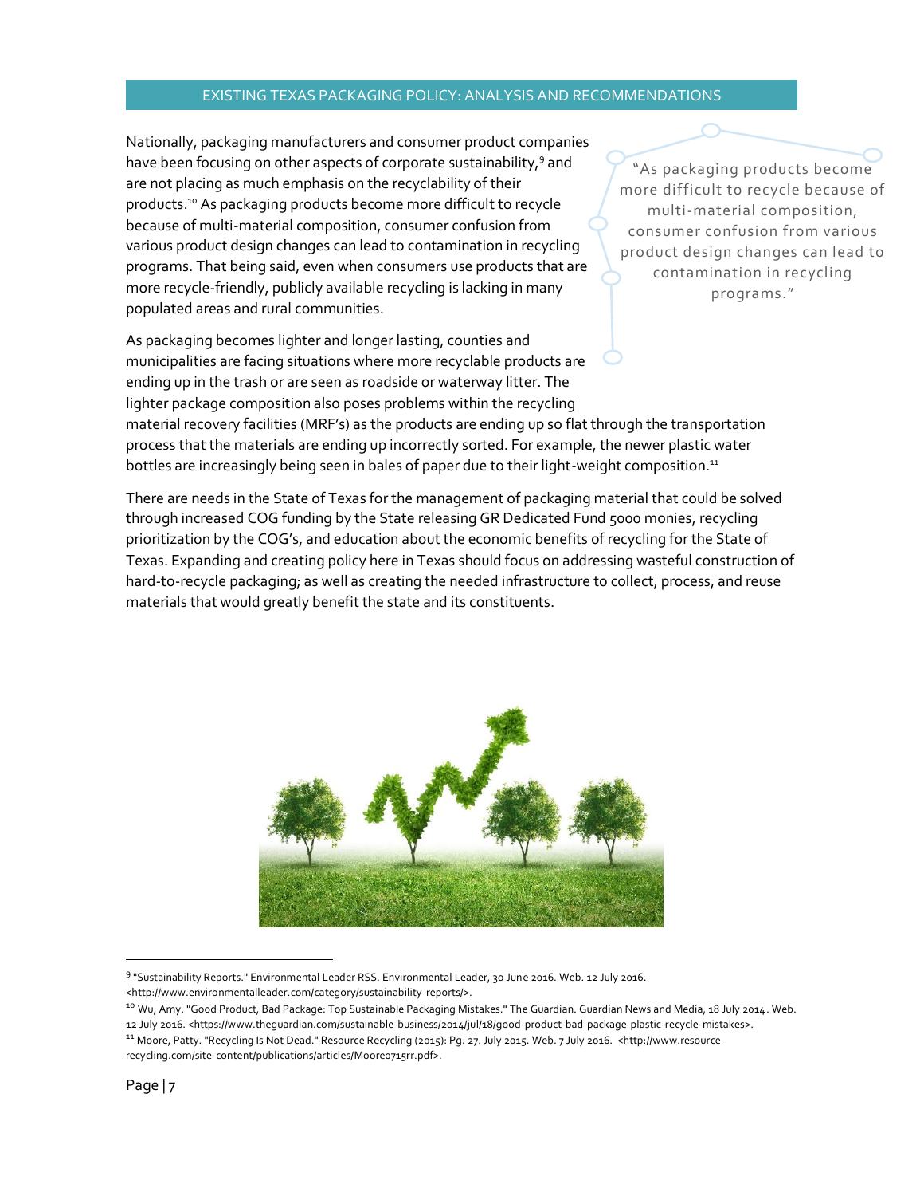Nationally, packaging manufacturers and consumer product companies have been focusing on other aspects of corporate sustainability,[9] and are not placing as much emphasis on the recyclability of their products.[10] As packaging products become more difficult to recycle because of multi-material composition, consumer confusion from various product design changes can lead to contamination in recycling programs. That being said, even when consumers use products that are more recycle-friendly, publicly available recycling is lacking in many populated areas and rural communities.

> "As packaging products become more difficult to recycle because of multi-material composition, consumer confusion from various product design changes can lead to contamination in recycling programs."

As packaging becomes lighter and longer lasting, counties and municipalities are facing situations where more recyclable products are ending up in the trash or are seen as roadside or waterway litter. The lighter package composition also poses problems within the recycling material recovery facilities (MRF's) as the products are ending up so flat through the transportation process that the materials are ending up incorrectly sorted. For example, the newer plastic water bottles are increasingly being seen in bales of paper due to their light-weight composition.[11]

There are needs in the State of Texas for the management of packaging material that could be solved through increased COG funding by the State releasing GR Dedicated Fund 5000 monies, recycling prioritization by the COG's, and education about the economic benefits of recycling for the State of Texas. Expanding and creating policy here in Texas should focus on addressing wasteful construction of hard-to-recycle packaging; as well as creating the needed infrastructure to collect, process, and reuse materials that would greatly benefit the state and its constituents.

---

[9] "Sustainability Reports." Environmental Leader RSS. Environmental Leader, 30 June 2016. Web. 12 July 2016. <http://www.environmentalleader.com/category/sustainability-reports/>.

[10] Wu, Amy. "Good Product, Bad Package: Top Sustainable Packaging Mistakes." The Guardian. Guardian News and Media, 18 July 2014. Web. 12 July 2016. <https://www.theguardian.com/sustainable-business/2014/jul/18/good-product-bad-package-plastic-recycle-mistakes>.

[11] Moore, Patty. "Recycling Is Not Dead." Resource Recycling (2015): Pg. 27. July 2015. Web. 7 July 2016. <http://www.resource-recycling.com/site-content/publications/articles/Moore0715rr.pdf>.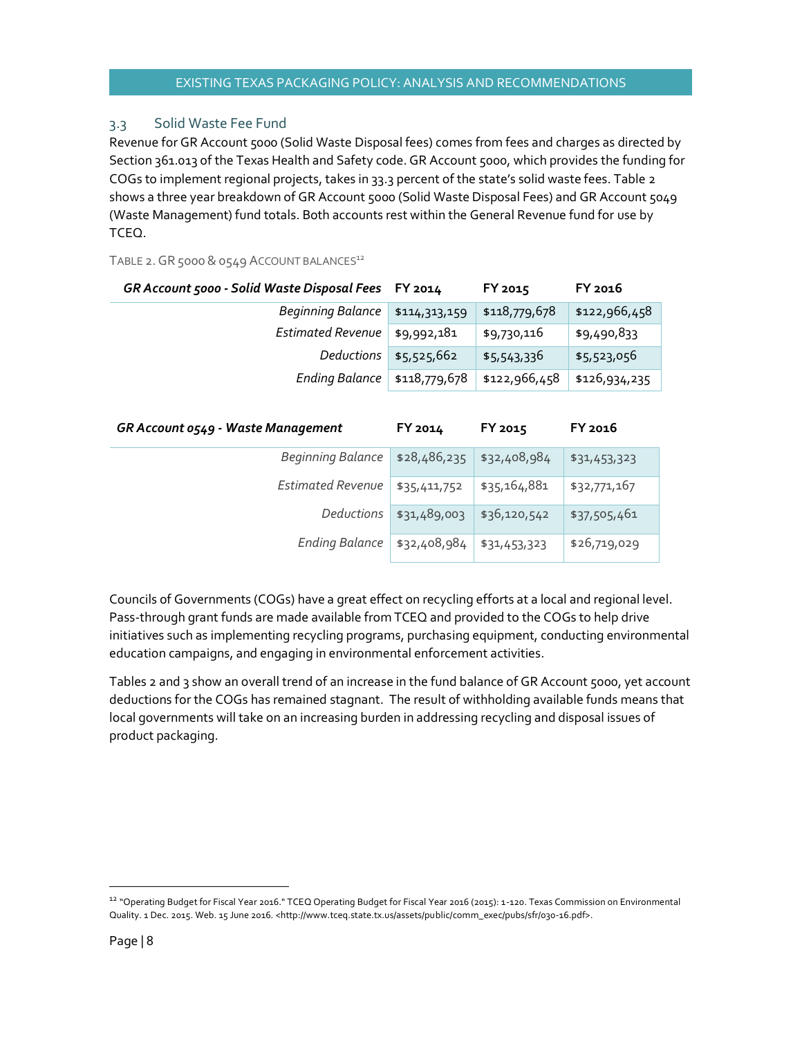## 3.3 Solid Waste Fee Fund

Revenue for GR Account 5000 (Solid Waste Disposal fees) comes from fees and charges as directed by Section 361.013 of the Texas Health and Safety code. GR Account 5000, which provides the funding for COGs to implement regional projects, takes in 33.3 percent of the state's solid waste fees. Table 2 shows a three year breakdown of GR Account 5000 (Solid Waste Disposal Fees) and GR Account 5049 (Waste Management) fund totals. Both accounts rest within the General Revenue fund for use by TCEQ.

TABLE 2. GR 5000 & 0549 ACCOUNT BALANCES[12]

| *GR Account 5000 - Solid Waste Disposal Fees* | FY 2014 | FY 2015 | FY 2016 |
|---|---|---|---|
| *Beginning Balance* | $114,313,159 | $118,779,678 | $122,966,458 |
| *Estimated Revenue* | $9,992,181 | $9,730,116 | $9,490,833 |
| *Deductions* | $5,525,662 | $5,543,336 | $5,523,056 |
| *Ending Balance* | $118,779,678 | $122,966,458 | $126,934,235 |

| *GR Account 0549 - Waste Management* | FY 2014 | FY 2015 | FY 2016 |
|---|---|---|---|
| *Beginning Balance* | $28,486,235 | $32,408,984 | $31,453,323 |
| *Estimated Revenue* | $35,411,752 | $35,164,881 | $32,771,167 |
| *Deductions* | $31,489,003 | $36,120,542 | $37,505,461 |
| *Ending Balance* | $32,408,984 | $31,453,323 | $26,719,029 |

Councils of Governments (COGs) have a great effect on recycling efforts at a local and regional level. Pass-through grant funds are made available from TCEQ and provided to the COGs to help drive initiatives such as implementing recycling programs, purchasing equipment, conducting environmental education campaigns, and engaging in environmental enforcement activities.

Tables 2 and 3 show an overall trend of an increase in the fund balance of GR Account 5000, yet account deductions for the COGs has remained stagnant. The result of withholding available funds means that local governments will take on an increasing burden in addressing recycling and disposal issues of product packaging.

[12] "Operating Budget for Fiscal Year 2016." TCEQ Operating Budget for Fiscal Year 2016 (2015): 1-120. Texas Commission on Environmental Quality. 1 Dec. 2015. Web. 15 June 2016. <http://www.tceq.state.tx.us/assets/public/comm_exec/pubs/sfr/030-16.pdf>.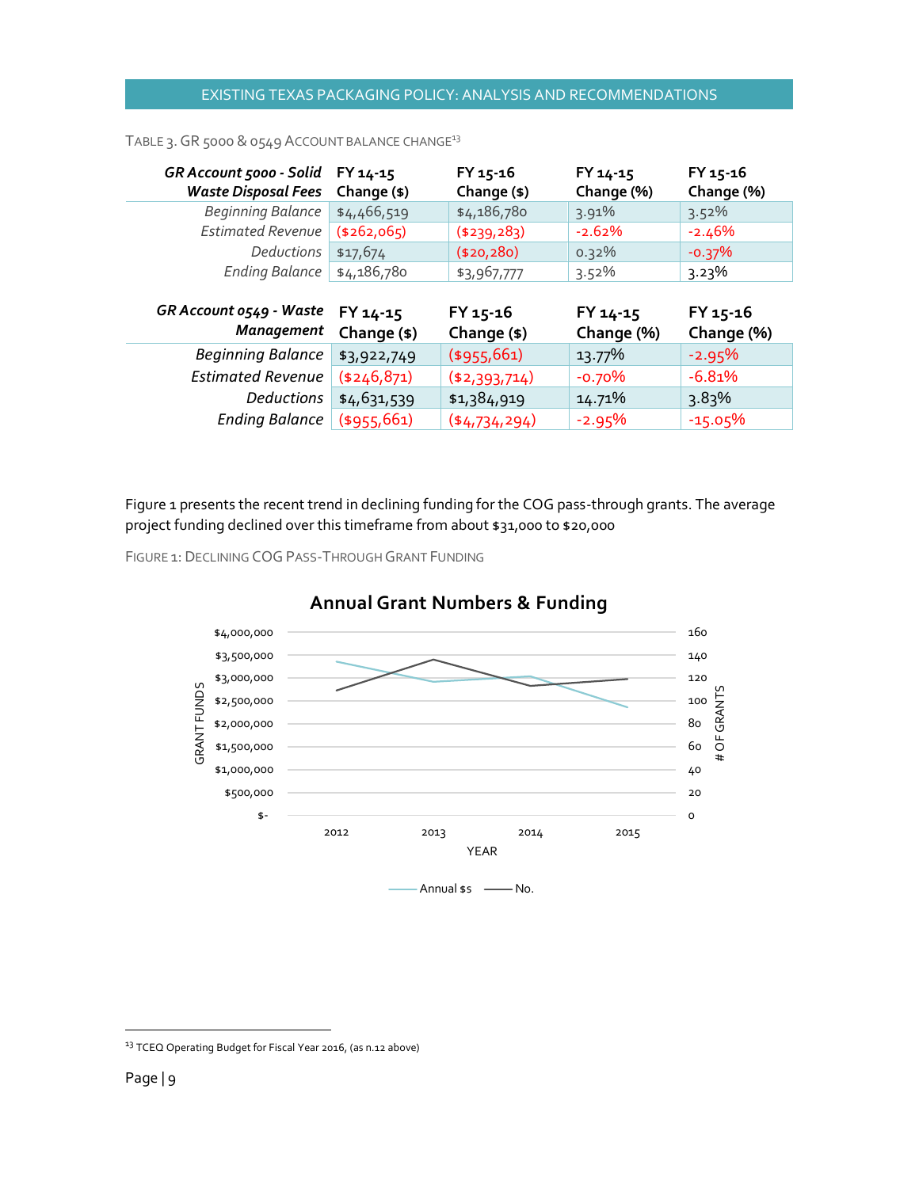TABLE 3. GR 5000 & 0549 ACCOUNT BALANCE CHANGE[13]

| *GR Account 5000 - Solid Waste Disposal Fees* | FY 14-15 Change ($) | FY 15-16 Change ($) | FY 14-15 Change (%) | FY 15-16 Change (%) |
|---|---|---|---|---|
| *Beginning Balance* | $4,466,519 | $4,186,780 | 3.91% | 3.52% |
| *Estimated Revenue* | ($262,065) | ($239,283) | -2.62% | -2.46% |
| *Deductions* | $17,674 | ($20,280) | 0.32% | -0.37% |
| *Ending Balance* | $4,186,780 | $3,967,777 | 3.52% | 3.23% |

| *GR Account 0549 - Waste Management* | FY 14-15 Change ($) | FY 15-16 Change ($) | FY 14-15 Change (%) | FY 15-16 Change (%) |
|---|---|---|---|---|
| *Beginning Balance* | $3,922,749 | ($955,661) | 13.77% | -2.95% |
| *Estimated Revenue* | ($246,871) | ($2,393,714) | -0.70% | -6.81% |
| *Deductions* | $4,631,539 | $1,384,919 | 14.71% | 3.83% |
| *Ending Balance* | ($955,661) | ($4,734,294) | -2.95% | -15.05% |

Figure 1 presents the recent trend in declining funding for the COG pass-through grants. The average project funding declined over this timeframe from about $31,000 to $20,000

FIGURE 1: DECLINING COG PASS-THROUGH GRANT FUNDING

Annual Grant Numbers & Funding

[13] TCEQ Operating Budget for Fiscal Year 2016, (as n.12 above)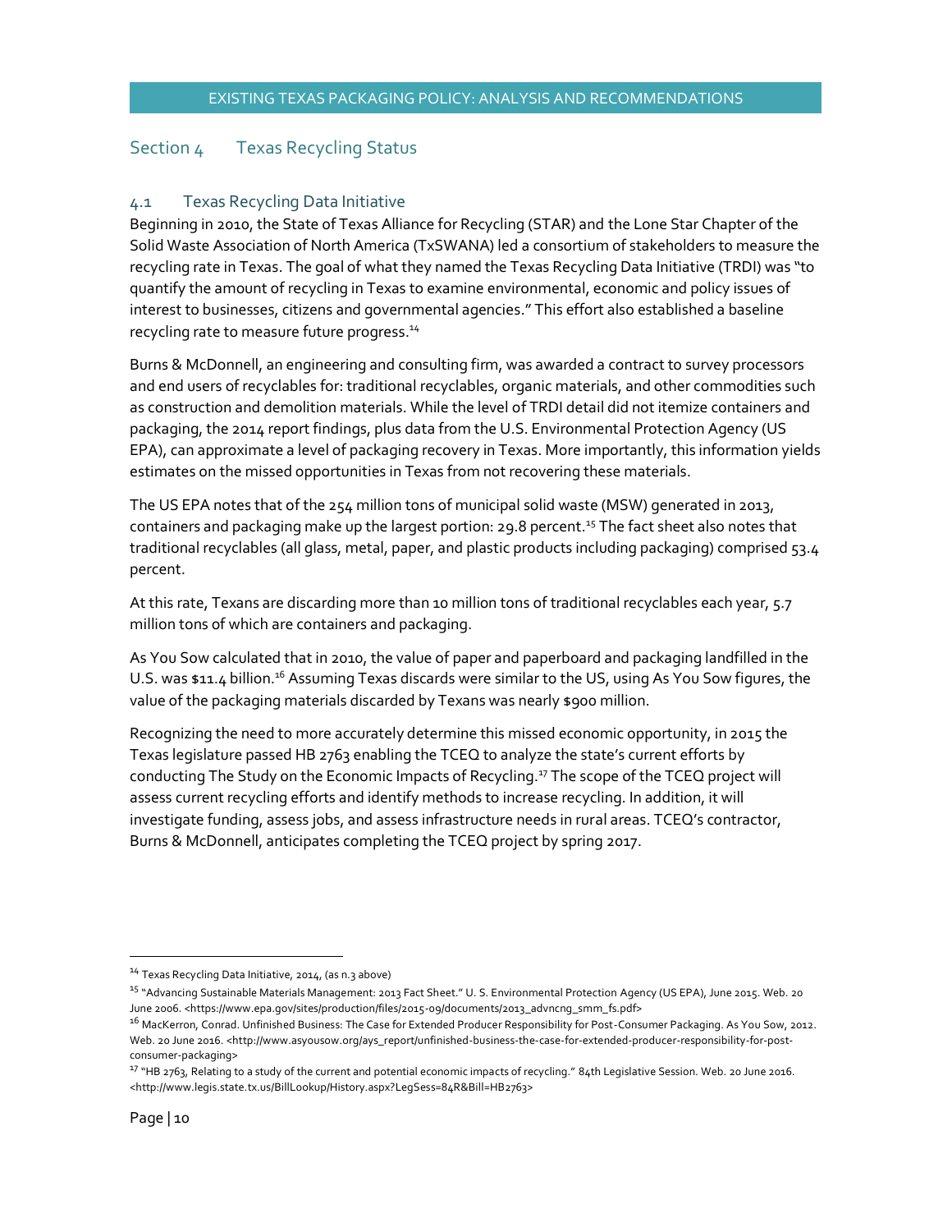## Section 4 Texas Recycling Status

### 4.1 Texas Recycling Data Initiative

Beginning in 2010, the State of Texas Alliance for Recycling (STAR) and the Lone Star Chapter of the Solid Waste Association of North America (TxSWANA) led a consortium of stakeholders to measure the recycling rate in Texas. The goal of what they named the Texas Recycling Data Initiative (TRDI) was "to quantify the amount of recycling in Texas to examine environmental, economic and policy issues of interest to businesses, citizens and governmental agencies." This effort also established a baseline recycling rate to measure future progress.[14]

Burns & McDonnell, an engineering and consulting firm, was awarded a contract to survey processors and end users of recyclables for: traditional recyclables, organic materials, and other commodities such as construction and demolition materials. While the level of TRDI detail did not itemize containers and packaging, the 2014 report findings, plus data from the U.S. Environmental Protection Agency (US EPA), can approximate a level of packaging recovery in Texas. More importantly, this information yields estimates on the missed opportunities in Texas from not recovering these materials.

The US EPA notes that of the 254 million tons of municipal solid waste (MSW) generated in 2013, containers and packaging make up the largest portion: 29.8 percent.[15] The fact sheet also notes that traditional recyclables (all glass, metal, paper, and plastic products including packaging) comprised 53.4 percent.

At this rate, Texans are discarding more than 10 million tons of traditional recyclables each year, 5.7 million tons of which are containers and packaging.

As You Sow calculated that in 2010, the value of paper and paperboard and packaging landfilled in the U.S. was $11.4 billion.[16] Assuming Texas discards were similar to the US, using As You Sow figures, the value of the packaging materials discarded by Texans was nearly $900 million.

Recognizing the need to more accurately determine this missed economic opportunity, in 2015 the Texas legislature passed HB 2763 enabling the TCEQ to analyze the state's current efforts by conducting The Study on the Economic Impacts of Recycling.[17] The scope of the TCEQ project will assess current recycling efforts and identify methods to increase recycling. In addition, it will investigate funding, assess jobs, and assess infrastructure needs in rural areas. TCEQ's contractor, Burns & McDonnell, anticipates completing the TCEQ project by spring 2017.

---

[14] Texas Recycling Data Initiative, 2014, (as n.3 above)

[15] "Advancing Sustainable Materials Management: 2013 Fact Sheet." U. S. Environmental Protection Agency (US EPA), June 2015. Web. 20 June 2006. <https://www.epa.gov/sites/production/files/2015-09/documents/2013_advncng_smm_fs.pdf>

[16] MacKerron, Conrad. Unfinished Business: The Case for Extended Producer Responsibility for Post-Consumer Packaging. As You Sow, 2012. Web. 20 June 2016. <http://www.asyousow.org/ays_report/unfinished-business-the-case-for-extended-producer-responsibility-for-post-consumer-packaging>

[17] "HB 2763, Relating to a study of the current and potential economic impacts of recycling." 84th Legislative Session. Web. 20 June 2016. <http://www.legis.state.tx.us/BillLookup/History.aspx?LegSess=84R&Bill=HB2763>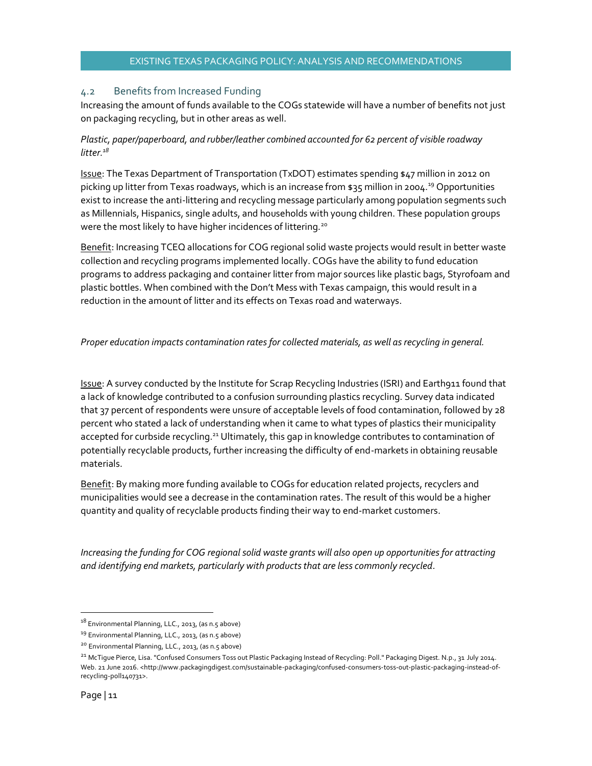## 4.2 Benefits from Increased Funding

Increasing the amount of funds available to the COGs statewide will have a number of benefits not just on packaging recycling, but in other areas as well.

*Plastic, paper/paperboard, and rubber/leather combined accounted for 62 percent of visible roadway litter.*[18]

Issue: The Texas Department of Transportation (TxDOT) estimates spending $47 million in 2012 on picking up litter from Texas roadways, which is an increase from $35 million in 2004.[19] Opportunities exist to increase the anti-littering and recycling message particularly among population segments such as Millennials, Hispanics, single adults, and households with young children. These population groups were the most likely to have higher incidences of littering.[20]

Benefit: Increasing TCEQ allocations for COG regional solid waste projects would result in better waste collection and recycling programs implemented locally. COGs have the ability to fund education programs to address packaging and container litter from major sources like plastic bags, Styrofoam and plastic bottles. When combined with the Don't Mess with Texas campaign, this would result in a reduction in the amount of litter and its effects on Texas road and waterways.

*Proper education impacts contamination rates for collected materials, as well as recycling in general.*

Issue: A survey conducted by the Institute for Scrap Recycling Industries (ISRI) and Earth911 found that a lack of knowledge contributed to a confusion surrounding plastics recycling. Survey data indicated that 37 percent of respondents were unsure of acceptable levels of food contamination, followed by 28 percent who stated a lack of understanding when it came to what types of plastics their municipality accepted for curbside recycling.[21] Ultimately, this gap in knowledge contributes to contamination of potentially recyclable products, further increasing the difficulty of end-markets in obtaining reusable materials.

Benefit: By making more funding available to COGs for education related projects, recyclers and municipalities would see a decrease in the contamination rates. The result of this would be a higher quantity and quality of recyclable products finding their way to end-market customers.

*Increasing the funding for COG regional solid waste grants will also open up opportunities for attracting and identifying end markets, particularly with products that are less commonly recycled.*

---

[18] Environmental Planning, LLC., 2013, (as n.5 above)

[19] Environmental Planning, LLC., 2013, (as n.5 above)

[20] Environmental Planning, LLC., 2013, (as n.5 above)

[21] McTigue Pierce, Lisa. "Confused Consumers Toss out Plastic Packaging Instead of Recycling: Poll." Packaging Digest. N.p., 31 July 2014. Web. 21 June 2016. <http://www.packagingdigest.com/sustainable-packaging/confused-consumers-toss-out-plastic-packaging-instead-of-recycling-poll140731>.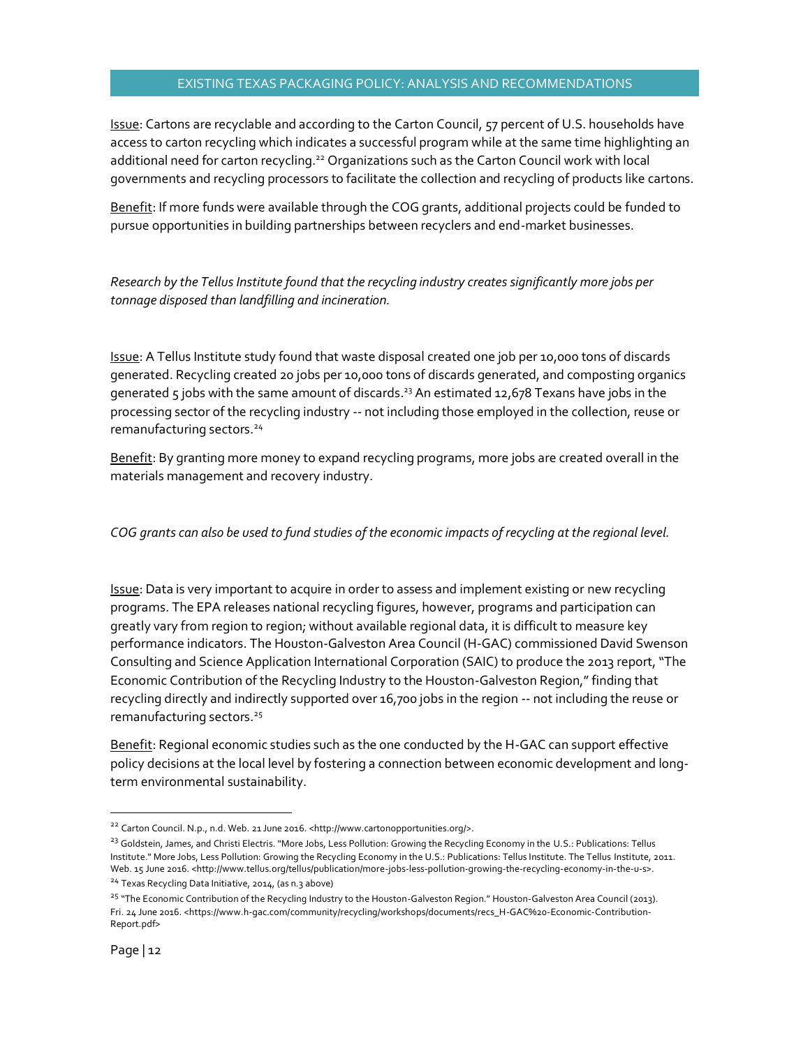Issue: Cartons are recyclable and according to the Carton Council, 57 percent of U.S. households have access to carton recycling which indicates a successful program while at the same time highlighting an additional need for carton recycling.[22] Organizations such as the Carton Council work with local governments and recycling processors to facilitate the collection and recycling of products like cartons.

Benefit: If more funds were available through the COG grants, additional projects could be funded to pursue opportunities in building partnerships between recyclers and end-market businesses.

*Research by the Tellus Institute found that the recycling industry creates significantly more jobs per tonnage disposed than landfilling and incineration.*

Issue: A Tellus Institute study found that waste disposal created one job per 10,000 tons of discards generated. Recycling created 20 jobs per 10,000 tons of discards generated, and composting organics generated 5 jobs with the same amount of discards.[23] An estimated 12,678 Texans have jobs in the processing sector of the recycling industry -- not including those employed in the collection, reuse or remanufacturing sectors.[24]

Benefit: By granting more money to expand recycling programs, more jobs are created overall in the materials management and recovery industry.

*COG grants can also be used to fund studies of the economic impacts of recycling at the regional level.*

Issue: Data is very important to acquire in order to assess and implement existing or new recycling programs. The EPA releases national recycling figures, however, programs and participation can greatly vary from region to region; without available regional data, it is difficult to measure key performance indicators. The Houston-Galveston Area Council (H-GAC) commissioned David Swenson Consulting and Science Application International Corporation (SAIC) to produce the 2013 report, "The Economic Contribution of the Recycling Industry to the Houston-Galveston Region," finding that recycling directly and indirectly supported over 16,700 jobs in the region -- not including the reuse or remanufacturing sectors.[25]

Benefit: Regional economic studies such as the one conducted by the H-GAC can support effective policy decisions at the local level by fostering a connection between economic development and long-term environmental sustainability.

---

[22] Carton Council. N.p., n.d. Web. 21 June 2016. <http://www.cartonopportunities.org/>.

[23] Goldstein, James, and Christi Electris. "More Jobs, Less Pollution: Growing the Recycling Economy in the U.S.: Publications: Tellus Institute." More Jobs, Less Pollution: Growing the Recycling Economy in the U.S.: Publications: Tellus Institute. The Tellus Institute, 2011. Web. 15 June 2016. <http://www.tellus.org/tellus/publication/more-jobs-less-pollution-growing-the-recycling-economy-in-the-u-s>.

[24] Texas Recycling Data Initiative, 2014, (as n.3 above)

[25] "The Economic Contribution of the Recycling Industry to the Houston-Galveston Region." Houston-Galveston Area Council (2013). Fri. 24 June 2016. <https://www.h-gac.com/community/recycling/workshops/documents/recs_H-GAC%20-Economic-Contribution-Report.pdf>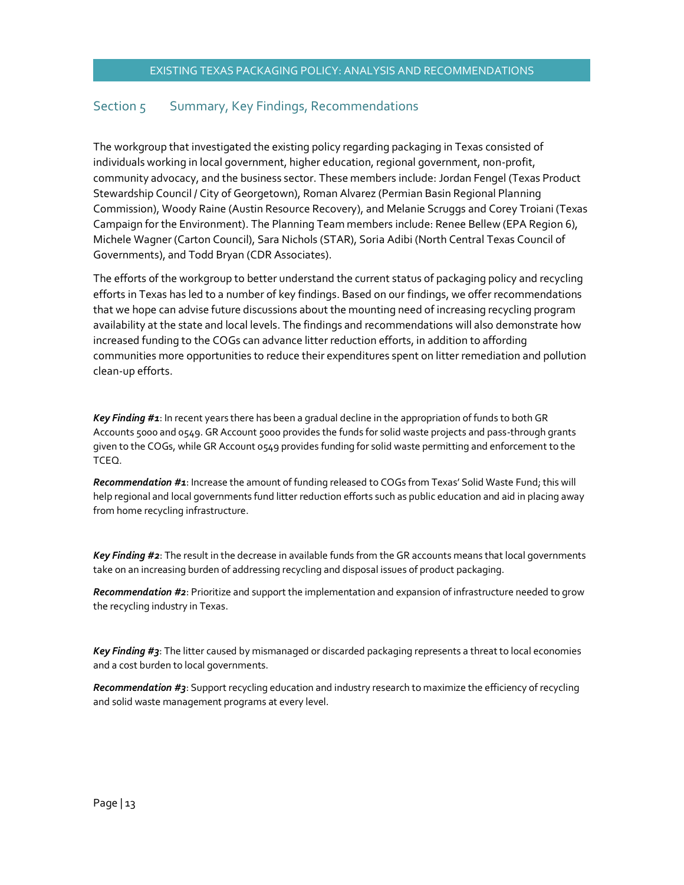## Section 5 Summary, Key Findings, Recommendations

The workgroup that investigated the existing policy regarding packaging in Texas consisted of individuals working in local government, higher education, regional government, non-profit, community advocacy, and the business sector. These members include: Jordan Fengel (Texas Product Stewardship Council / City of Georgetown), Roman Alvarez (Permian Basin Regional Planning Commission), Woody Raine (Austin Resource Recovery), and Melanie Scruggs and Corey Troiani (Texas Campaign for the Environment). The Planning Team members include: Renee Bellew (EPA Region 6), Michele Wagner (Carton Council), Sara Nichols (STAR), Soria Adibi (North Central Texas Council of Governments), and Todd Bryan (CDR Associates).

The efforts of the workgroup to better understand the current status of packaging policy and recycling efforts in Texas has led to a number of key findings. Based on our findings, we offer recommendations that we hope can advise future discussions about the mounting need of increasing recycling program availability at the state and local levels. The findings and recommendations will also demonstrate how increased funding to the COGs can advance litter reduction efforts, in addition to affording communities more opportunities to reduce their expenditures spent on litter remediation and pollution clean-up efforts.

***Key Finding #1***: In recent years there has been a gradual decline in the appropriation of funds to both GR Accounts 5000 and 0549. GR Account 5000 provides the funds for solid waste projects and pass-through grants given to the COGs, while GR Account 0549 provides funding for solid waste permitting and enforcement to the TCEQ.

***Recommendation #1***: Increase the amount of funding released to COGs from Texas' Solid Waste Fund; this will help regional and local governments fund litter reduction efforts such as public education and aid in placing away from home recycling infrastructure.

***Key Finding #2***: The result in the decrease in available funds from the GR accounts means that local governments take on an increasing burden of addressing recycling and disposal issues of product packaging.

***Recommendation #2***: Prioritize and support the implementation and expansion of infrastructure needed to grow the recycling industry in Texas.

***Key Finding #3***: The litter caused by mismanaged or discarded packaging represents a threat to local economies and a cost burden to local governments.

***Recommendation #3***: Support recycling education and industry research to maximize the efficiency of recycling and solid waste management programs at every level.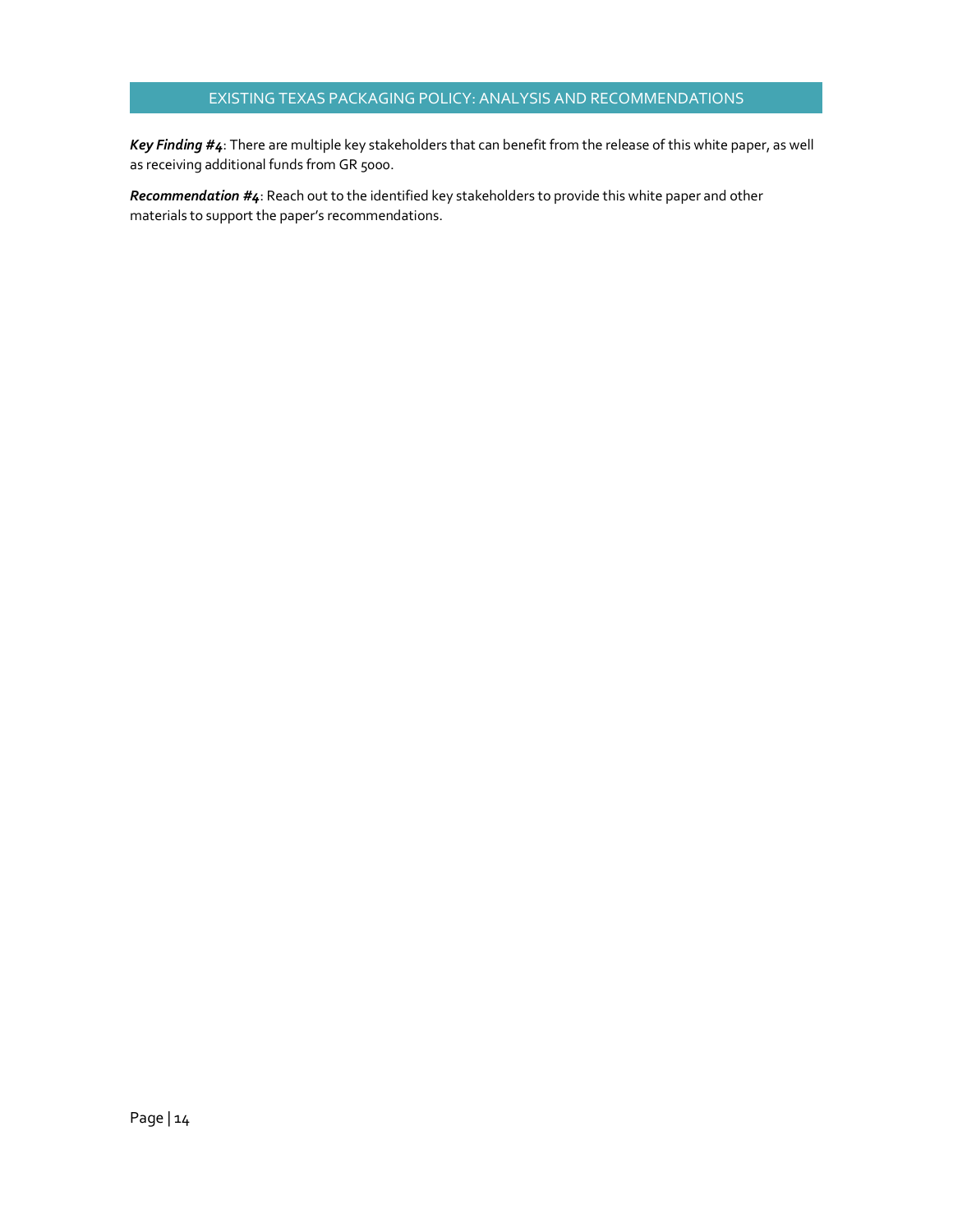***Key Finding #4***: There are multiple key stakeholders that can benefit from the release of this white paper, as well as receiving additional funds from GR 5000.

***Recommendation #4***: Reach out to the identified key stakeholders to provide this white paper and other materials to support the paper's recommendations.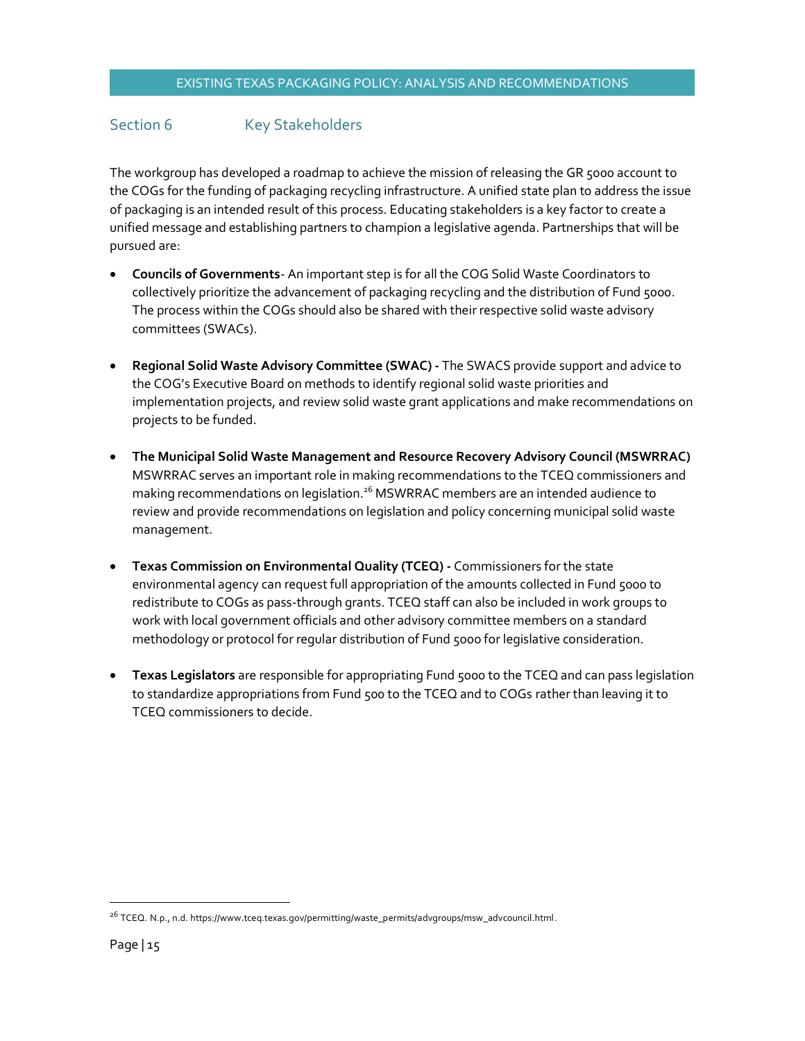## Section 6 Key Stakeholders

The workgroup has developed a roadmap to achieve the mission of releasing the GR 5000 account to the COGs for the funding of packaging recycling infrastructure. A unified state plan to address the issue of packaging is an intended result of this process. Educating stakeholders is a key factor to create a unified message and establishing partners to champion a legislative agenda. Partnerships that will be pursued are:

- **Councils of Governments**- An important step is for all the COG Solid Waste Coordinators to collectively prioritize the advancement of packaging recycling and the distribution of Fund 5000. The process within the COGs should also be shared with their respective solid waste advisory committees (SWACs).

- **Regional Solid Waste Advisory Committee (SWAC) -** The SWACS provide support and advice to the COG's Executive Board on methods to identify regional solid waste priorities and implementation projects, and review solid waste grant applications and make recommendations on projects to be funded.

- **The Municipal Solid Waste Management and Resource Recovery Advisory Council (MSWRRAC)** MSWRRAC serves an important role in making recommendations to the TCEQ commissioners and making recommendations on legislation.[26] MSWRRAC members are an intended audience to review and provide recommendations on legislation and policy concerning municipal solid waste management.

- **Texas Commission on Environmental Quality (TCEQ) -** Commissioners for the state environmental agency can request full appropriation of the amounts collected in Fund 5000 to redistribute to COGs as pass-through grants. TCEQ staff can also be included in work groups to work with local government officials and other advisory committee members on a standard methodology or protocol for regular distribution of Fund 5000 for legislative consideration.

- **Texas Legislators** are responsible for appropriating Fund 5000 to the TCEQ and can pass legislation to standardize appropriations from Fund 500 to the TCEQ and to COGs rather than leaving it to TCEQ commissioners to decide.

---

[26] TCEQ. N.p., n.d. https://www.tceq.texas.gov/permitting/waste_permits/advgroups/msw_advcouncil.html.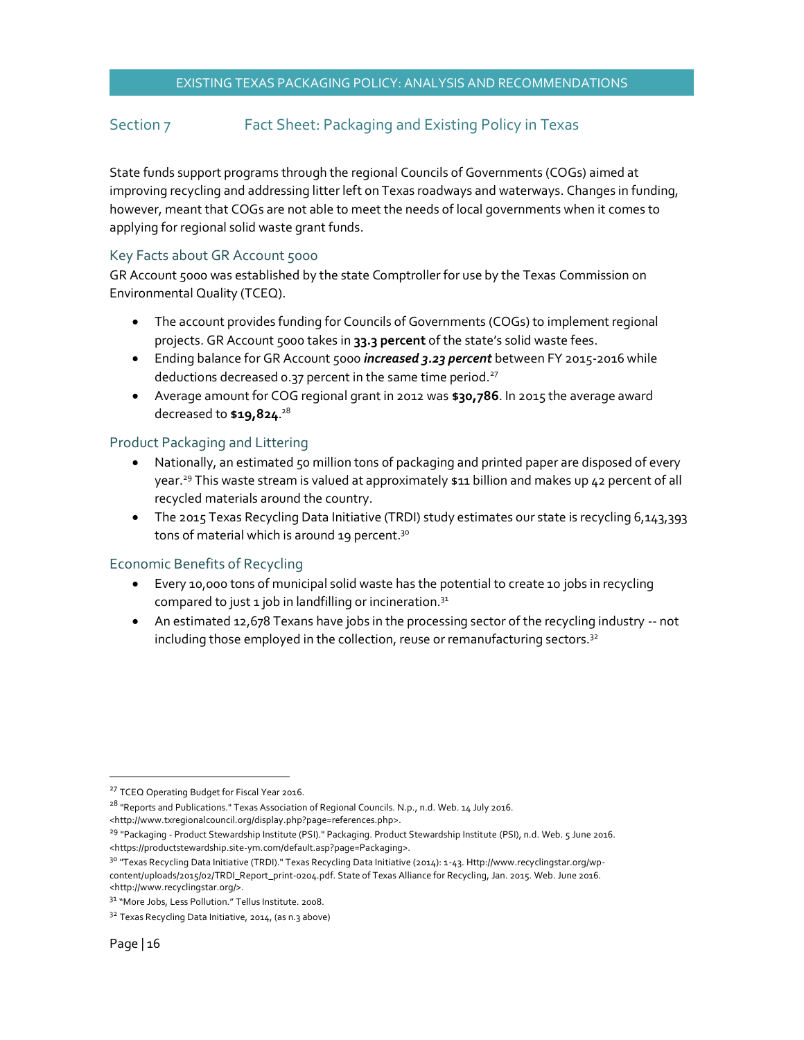## Section 7 Fact Sheet: Packaging and Existing Policy in Texas

State funds support programs through the regional Councils of Governments (COGs) aimed at improving recycling and addressing litter left on Texas roadways and waterways. Changes in funding, however, meant that COGs are not able to meet the needs of local governments when it comes to applying for regional solid waste grant funds.

### Key Facts about GR Account 5000

GR Account 5000 was established by the state Comptroller for use by the Texas Commission on Environmental Quality (TCEQ).

- The account provides funding for Councils of Governments (COGs) to implement regional projects. GR Account 5000 takes in **33.3 percent** of the state's solid waste fees.
- Ending balance for GR Account 5000 ***increased 3.23 percent*** between FY 2015-2016 while deductions decreased 0.37 percent in the same time period.[27]
- Average amount for COG regional grant in 2012 was **$30,786**. In 2015 the average award decreased to **$19,824**.[28]

### Product Packaging and Littering

- Nationally, an estimated 50 million tons of packaging and printed paper are disposed of every year.[29] This waste stream is valued at approximately $11 billion and makes up 42 percent of all recycled materials around the country.
- The 2015 Texas Recycling Data Initiative (TRDI) study estimates our state is recycling 6,143,393 tons of material which is around 19 percent.[30]

### Economic Benefits of Recycling

- Every 10,000 tons of municipal solid waste has the potential to create 10 jobs in recycling compared to just 1 job in landfilling or incineration.[31]
- An estimated 12,678 Texans have jobs in the processing sector of the recycling industry -- not including those employed in the collection, reuse or remanufacturing sectors.[32]

---

[27] TCEQ Operating Budget for Fiscal Year 2016.

[28] "Reports and Publications." Texas Association of Regional Councils. N.p., n.d. Web. 14 July 2016. <http://www.txregionalcouncil.org/display.php?page=references.php>.

[29] "Packaging - Product Stewardship Institute (PSI)." Packaging. Product Stewardship Institute (PSI), n.d. Web. 5 June 2016. <https://productstewardship.site-ym.com/default.asp?page=Packaging>.

[30] "Texas Recycling Data Initiative (TRDI)." Texas Recycling Data Initiative (2014): 1-43. Http://www.recyclingstar.org/wp-content/uploads/2015/02/TRDI_Report_print-0204.pdf. State of Texas Alliance for Recycling, Jan. 2015. Web. June 2016. <http://www.recyclingstar.org/>.

[31] "More Jobs, Less Pollution." Tellus Institute. 2008.

[32] Texas Recycling Data Initiative, 2014, (as n.3 above)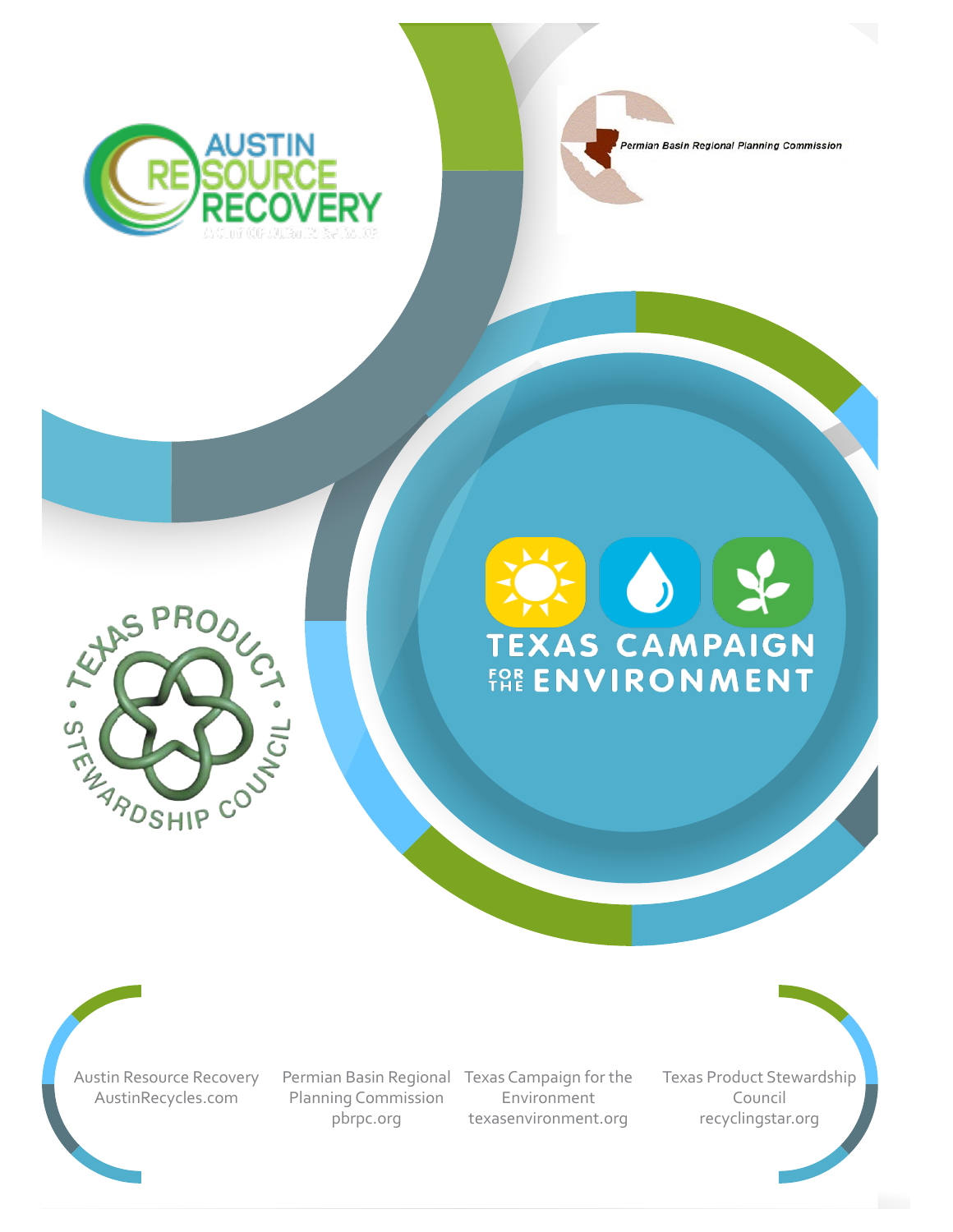Austin Resource Recovery
AustinRecycles.com

Permian Basin Regional Planning Commission
pbrpc.org

Texas Campaign for the Environment
texasenvironment.org

Texas Product Stewardship Council
recyclingstar.org